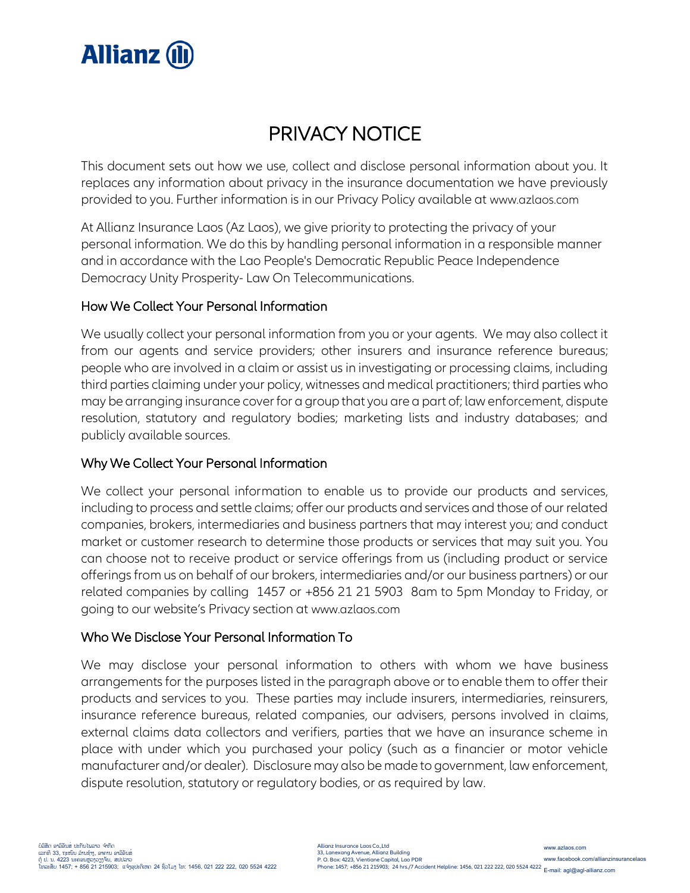# PRIVACY NOTICE

This document sets out how we use, collect and disclose personal information about you. It replaces any information about privacy in the insurance documentation we have previously provided to you. Further information is in our Privacy Policy available at www.azlaos.com

At Allianz Insurance Laos (Az Laos), we give priority to protecting the privacy of your personal information. We do this by handling personal information in a responsible manner and in accordance with the Lao People's Democratic Republic Peace Independence Democracy Unity Prosperity- Law On Telecommunications.

## How We Collect Your Personal Information

We usually collect your personal information from you or your agents. We may also collect it from our agents and service providers; other insurers and insurance reference bureaus; people who are involved in a claim or assist us in investigating or processing claims, including third parties claiming under your policy, witnesses and medical practitioners; third parties who may be arranging insurance cover for a group that you are a part of; law enforcement, dispute resolution, statutory and regulatory bodies; marketing lists and industry databases; and publicly available sources.

## Why We Collect Your Personal Information

We collect your personal information to enable us to provide our products and services, including to process and settle claims; offer our products and services and those of our related companies, brokers, intermediaries and business partners that may interest you; and conduct market or customer research to determine those products or services that may suit you. You can choose not to receive product or service offerings from us (including product or service offerings from us on behalf of our brokers, intermediaries and/or our business partners) or our related companies by calling 1457 or +856 21 21 5903 8am to 5pm Monday to Friday, or going to our website's Privacy section at www.azlaos.com

## Who We Disclose Your Personal Information To

We may disclose your personal information to others with whom we have business arrangements for the purposes listed in the paragraph above or to enable them to offer their products and services to you. These parties may include insurers, intermediaries, reinsurers, insurance reference bureaus, related companies, our advisers, persons involved in claims, external claims data collectors and verifiers, parties that we have an insurance scheme in place with under which you purchased your policy (such as a financier or motor vehicle manufacturer and/or dealer). Disclosure may also be made to government, law enforcement, dispute resolution, statutory or regulatory bodies, or as required by law.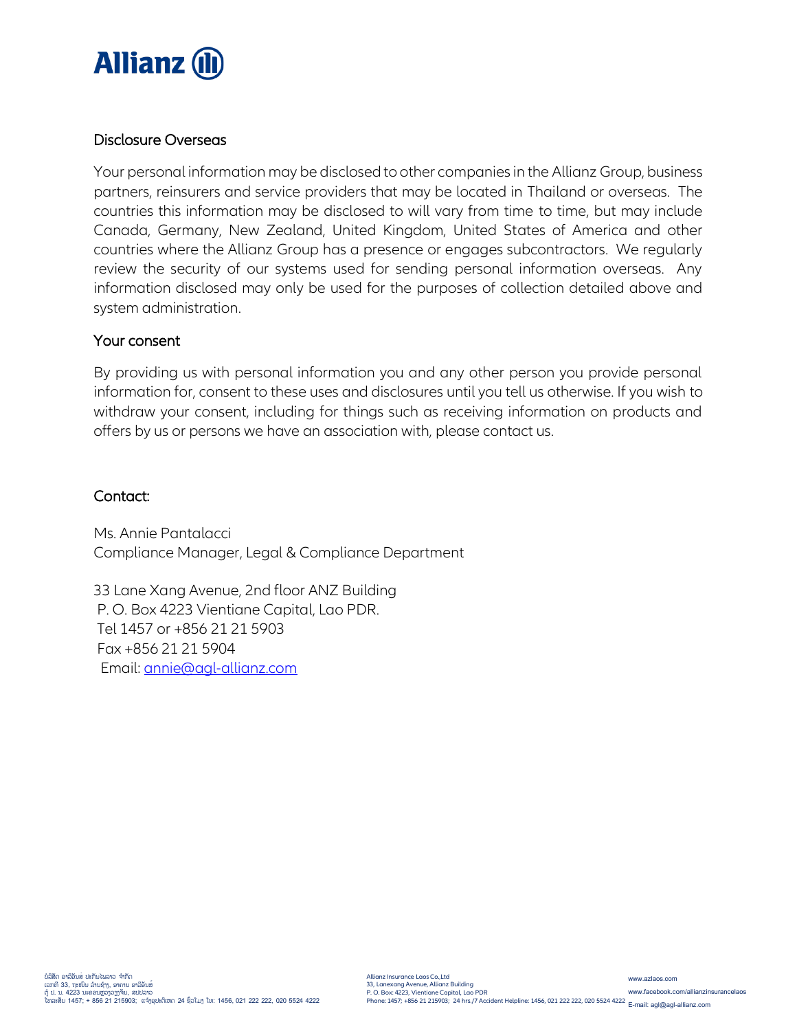## Disclosure Overseas

Your personal information may be disclosed to other companies in the Allianz Group, business partners, reinsurers and service providers that may be located in Thailand or overseas. The countries this information may be disclosed to will vary from time to time, but may include Canada, Germany, New Zealand, United Kingdom, United States of America and other countries where the Allianz Group has a presence or engages subcontractors. We regularly review the security of our systems used for sending personal information overseas. Any information disclosed may only be used for the purposes of collection detailed above and system administration.

## Your consent

By providing us with personal information you and any other person you provide personal information for, consent to these uses and disclosures until you tell us otherwise. If you wish to withdraw your consent, including for things such as receiving information on products and offers by us or persons we have an association with, please contact us.

## Contact:

Ms. Annie Pantalacci
Compliance Manager, Legal & Compliance Department

33 Lane Xang Avenue, 2nd floor ANZ Building
P. O. Box 4223 Vientiane Capital, Lao PDR.
Tel 1457 or +856 21 21 5903
Fax +856 21 21 5904
Email: annie@agl-allianz.com